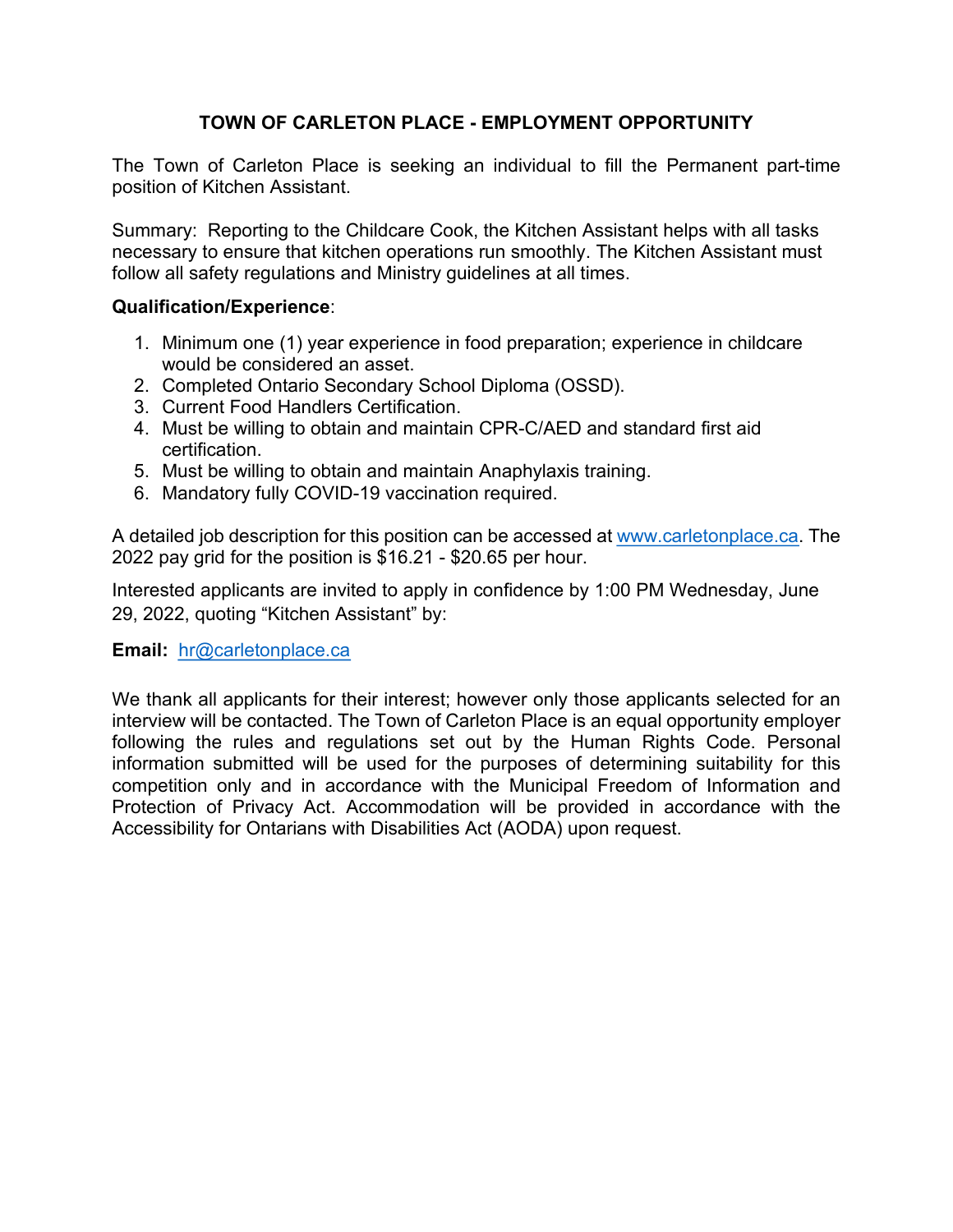# TOWN OF CARLETON PLACE - EMPLOYMENT OPPORTUNITY

The Town of Carleton Place is seeking an individual to fill the Permanent part-time position of Kitchen Assistant.

Summary: Reporting to the Childcare Cook, the Kitchen Assistant helps with all tasks necessary to ensure that kitchen operations run smoothly. The Kitchen Assistant must follow all safety regulations and Ministry guidelines at all times.

**Qualification/Experience**:

1. Minimum one (1) year experience in food preparation; experience in childcare would be considered an asset.
2. Completed Ontario Secondary School Diploma (OSSD).
3. Current Food Handlers Certification.
4. Must be willing to obtain and maintain CPR-C/AED and standard first aid certification.
5. Must be willing to obtain and maintain Anaphylaxis training.
6. Mandatory fully COVID-19 vaccination required.

A detailed job description for this position can be accessed at [www.carletonplace.ca](http://www.carletonplace.ca). The 2022 pay grid for the position is $16.21 - $20.65 per hour.

Interested applicants are invited to apply in confidence by 1:00 PM Wednesday, June 29, 2022, quoting “Kitchen Assistant” by:

**Email:** [hr@carletonplace.ca](mailto:hr@carletonplace.ca)

We thank all applicants for their interest; however only those applicants selected for an interview will be contacted. The Town of Carleton Place is an equal opportunity employer following the rules and regulations set out by the Human Rights Code. Personal information submitted will be used for the purposes of determining suitability for this competition only and in accordance with the Municipal Freedom of Information and Protection of Privacy Act. Accommodation will be provided in accordance with the Accessibility for Ontarians with Disabilities Act (AODA) upon request.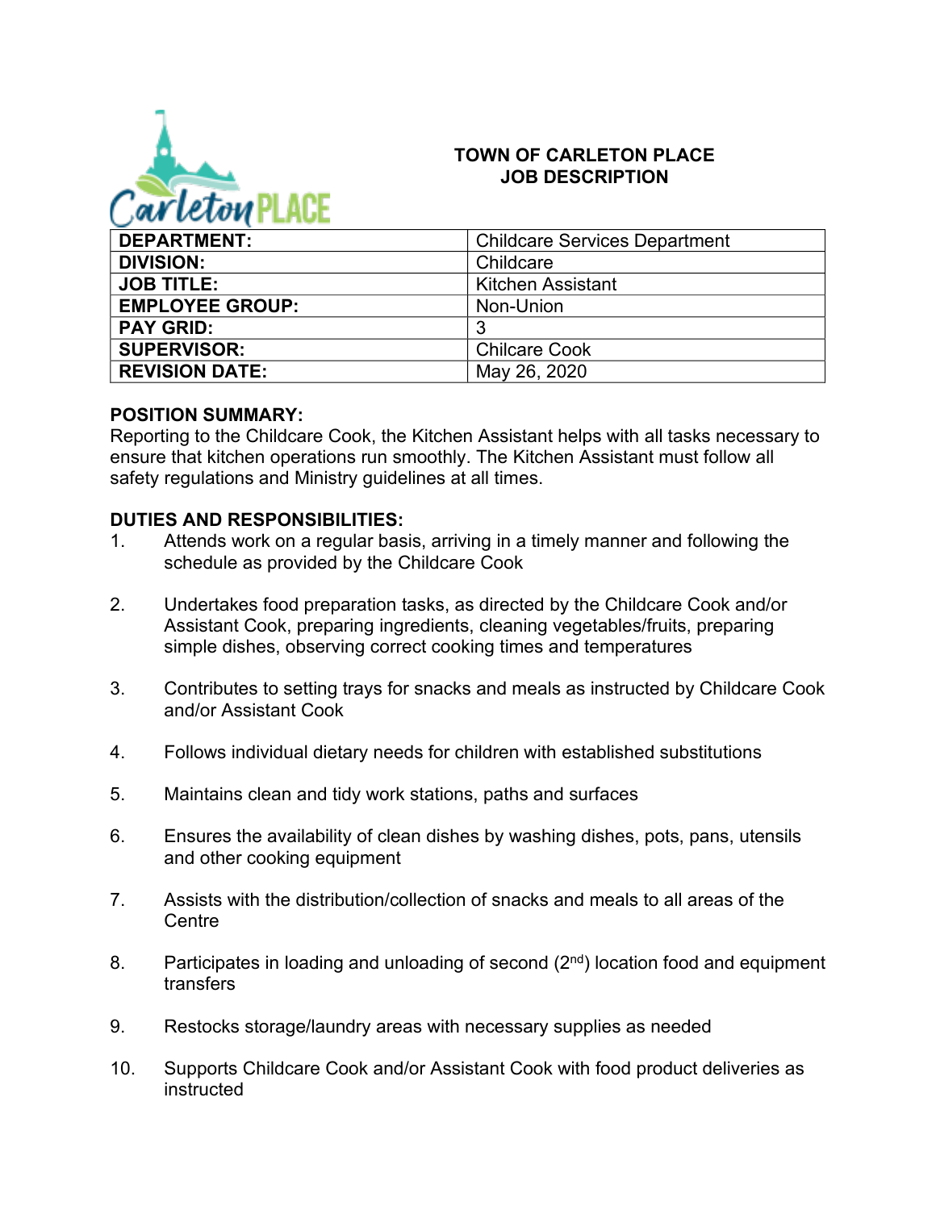# TOWN OF CARLETON PLACE
# JOB DESCRIPTION

| | |
|---|---|
| **DEPARTMENT:** | Childcare Services Department |
| **DIVISION:** | Childcare |
| **JOB TITLE:** | Kitchen Assistant |
| **EMPLOYEE GROUP:** | Non-Union |
| **PAY GRID:** | 3 |
| **SUPERVISOR:** | Chilcare Cook |
| **REVISION DATE:** | May 26, 2020 |

**POSITION SUMMARY:**
Reporting to the Childcare Cook, the Kitchen Assistant helps with all tasks necessary to ensure that kitchen operations run smoothly. The Kitchen Assistant must follow all safety regulations and Ministry guidelines at all times.

**DUTIES AND RESPONSIBILITIES:**

1. Attends work on a regular basis, arriving in a timely manner and following the schedule as provided by the Childcare Cook
2. Undertakes food preparation tasks, as directed by the Childcare Cook and/or Assistant Cook, preparing ingredients, cleaning vegetables/fruits, preparing simple dishes, observing correct cooking times and temperatures
3. Contributes to setting trays for snacks and meals as instructed by Childcare Cook and/or Assistant Cook
4. Follows individual dietary needs for children with established substitutions
5. Maintains clean and tidy work stations, paths and surfaces
6. Ensures the availability of clean dishes by washing dishes, pots, pans, utensils and other cooking equipment
7. Assists with the distribution/collection of snacks and meals to all areas of the Centre
8. Participates in loading and unloading of second (2nd) location food and equipment transfers
9. Restocks storage/laundry areas with necessary supplies as needed
10. Supports Childcare Cook and/or Assistant Cook with food product deliveries as instructed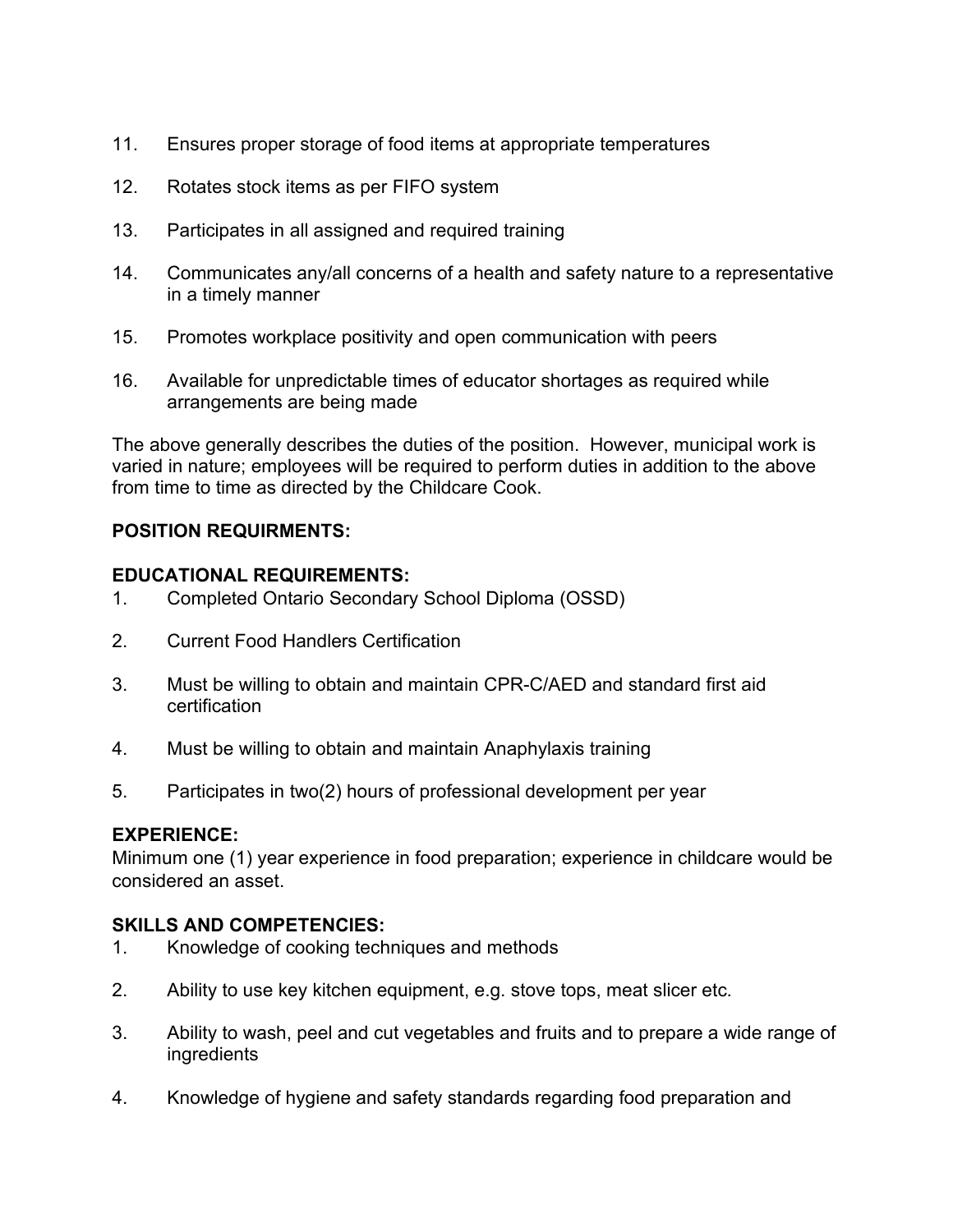11. Ensures proper storage of food items at appropriate temperatures

12. Rotates stock items as per FIFO system

13. Participates in all assigned and required training

14. Communicates any/all concerns of a health and safety nature to a representative in a timely manner

15. Promotes workplace positivity and open communication with peers

16. Available for unpredictable times of educator shortages as required while arrangements are being made

The above generally describes the duties of the position. However, municipal work is varied in nature; employees will be required to perform duties in addition to the above from time to time as directed by the Childcare Cook.

**POSITION REQUIRMENTS:**

**EDUCATIONAL REQUIREMENTS:**

1. Completed Ontario Secondary School Diploma (OSSD)

2. Current Food Handlers Certification

3. Must be willing to obtain and maintain CPR-C/AED and standard first aid certification

4. Must be willing to obtain and maintain Anaphylaxis training

5. Participates in two(2) hours of professional development per year

**EXPERIENCE:**

Minimum one (1) year experience in food preparation; experience in childcare would be considered an asset.

**SKILLS AND COMPETENCIES:**

1. Knowledge of cooking techniques and methods

2. Ability to use key kitchen equipment, e.g. stove tops, meat slicer etc.

3. Ability to wash, peel and cut vegetables and fruits and to prepare a wide range of ingredients

4. Knowledge of hygiene and safety standards regarding food preparation and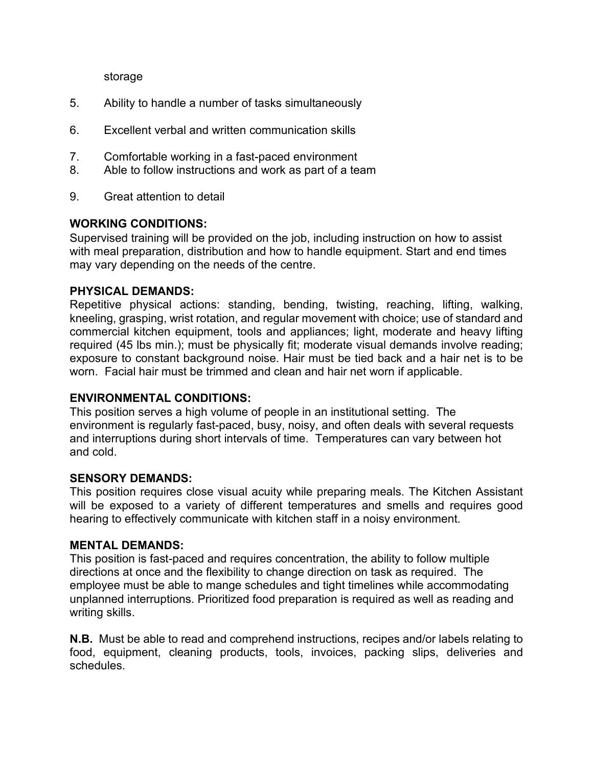storage

5. Ability to handle a number of tasks simultaneously

6. Excellent verbal and written communication skills

7. Comfortable working in a fast-paced environment
8. Able to follow instructions and work as part of a team

9. Great attention to detail

**WORKING CONDITIONS:**
Supervised training will be provided on the job, including instruction on how to assist with meal preparation, distribution and how to handle equipment. Start and end times may vary depending on the needs of the centre.

**PHYSICAL DEMANDS:**
Repetitive physical actions: standing, bending, twisting, reaching, lifting, walking, kneeling, grasping, wrist rotation, and regular movement with choice; use of standard and commercial kitchen equipment, tools and appliances; light, moderate and heavy lifting required (45 lbs min.); must be physically fit; moderate visual demands involve reading; exposure to constant background noise. Hair must be tied back and a hair net is to be worn. Facial hair must be trimmed and clean and hair net worn if applicable.

**ENVIRONMENTAL CONDITIONS:**
This position serves a high volume of people in an institutional setting. The environment is regularly fast-paced, busy, noisy, and often deals with several requests and interruptions during short intervals of time. Temperatures can vary between hot and cold.

**SENSORY DEMANDS:**
This position requires close visual acuity while preparing meals. The Kitchen Assistant will be exposed to a variety of different temperatures and smells and requires good hearing to effectively communicate with kitchen staff in a noisy environment.

**MENTAL DEMANDS:**
This position is fast-paced and requires concentration, the ability to follow multiple directions at once and the flexibility to change direction on task as required. The employee must be able to mange schedules and tight timelines while accommodating unplanned interruptions. Prioritized food preparation is required as well as reading and writing skills.

**N.B.** Must be able to read and comprehend instructions, recipes and/or labels relating to food, equipment, cleaning products, tools, invoices, packing slips, deliveries and schedules.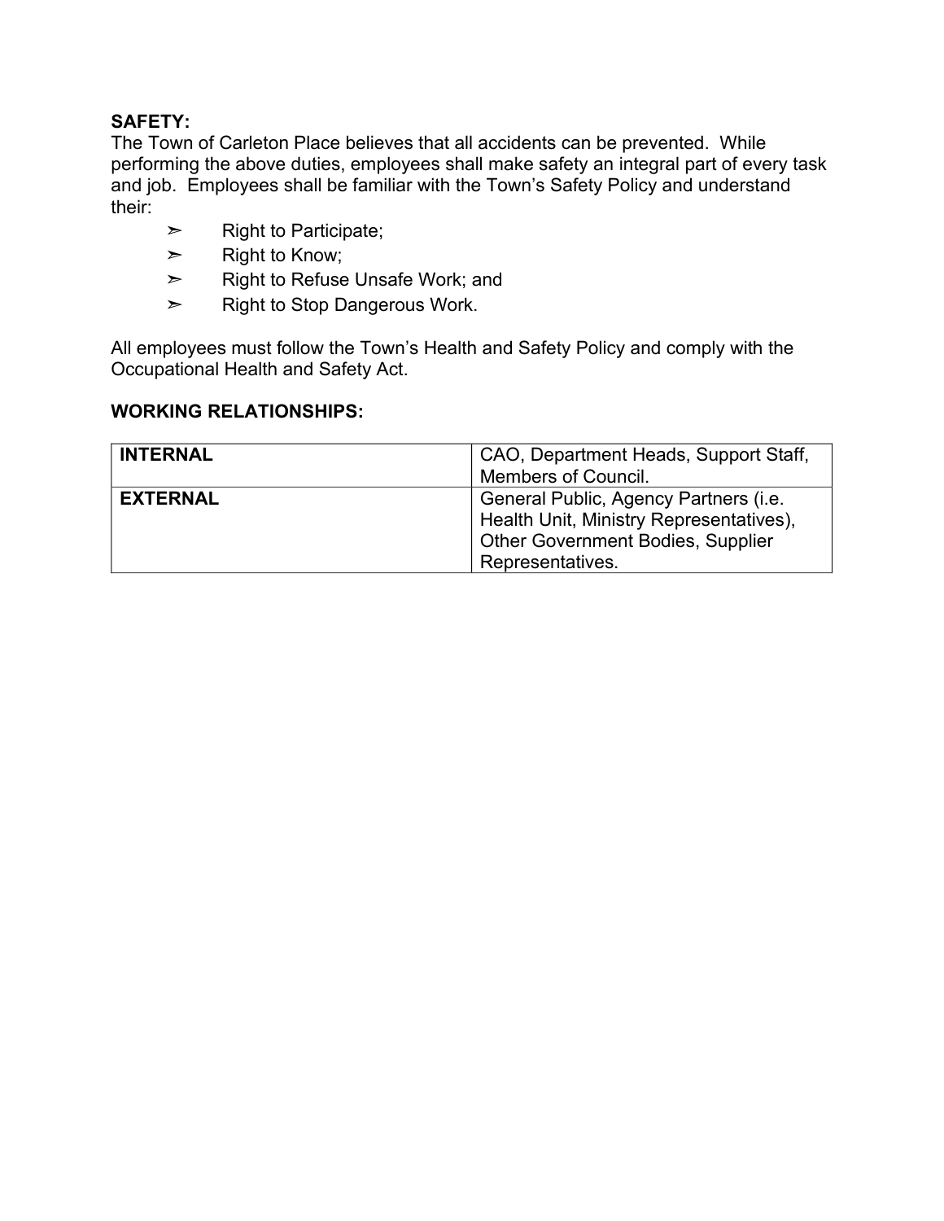**SAFETY:**
The Town of Carleton Place believes that all accidents can be prevented. While performing the above duties, employees shall make safety an integral part of every task and job. Employees shall be familiar with the Town's Safety Policy and understand their:

- ➢ Right to Participate;
- ➢ Right to Know;
- ➢ Right to Refuse Unsafe Work; and
- ➢ Right to Stop Dangerous Work.

All employees must follow the Town's Health and Safety Policy and comply with the Occupational Health and Safety Act.

**WORKING RELATIONSHIPS:**

| | |
|---|---|
| **INTERNAL** | CAO, Department Heads, Support Staff, Members of Council. |
| **EXTERNAL** | General Public, Agency Partners (i.e. Health Unit, Ministry Representatives), Other Government Bodies, Supplier Representatives. |